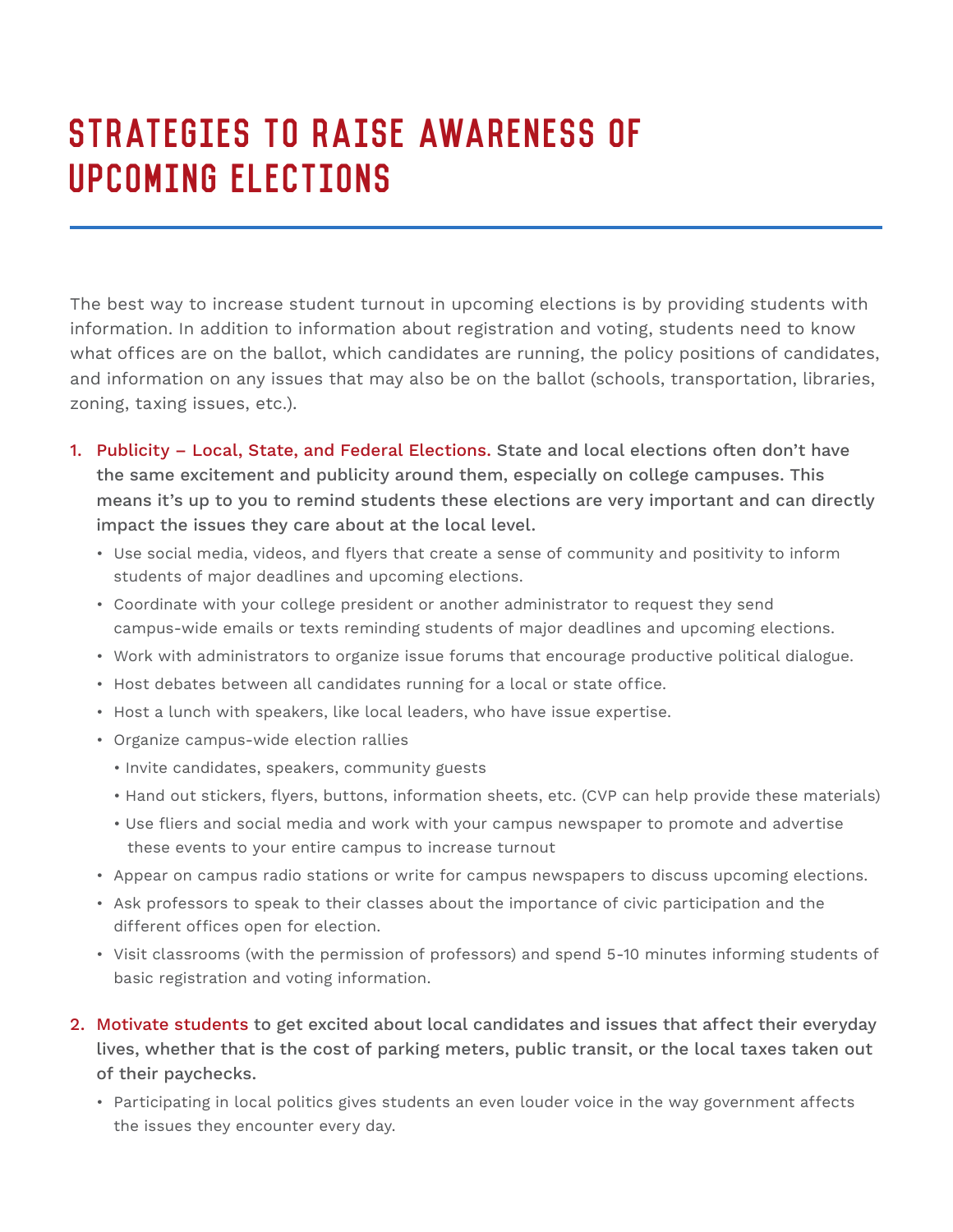# Strategies to Raise Awareness of Upcoming Elections

The best way to increase student turnout in upcoming elections is by providing students with information. In addition to information about registration and voting, students need to know what offices are on the ballot, which candidates are running, the policy positions of candidates, and information on any issues that may also be on the ballot (schools, transportation, libraries, zoning, taxing issues, etc.).

1. **Publicity – Local, State, and Federal Elections. State and local elections often don't have the same excitement and publicity around them, especially on college campuses. This means it's up to you to remind students these elections are very important and can directly impact the issues they care about at the local level.**
   - Use social media, videos, and flyers that create a sense of community and positivity to inform students of major deadlines and upcoming elections.
   - Coordinate with your college president or another administrator to request they send campus-wide emails or texts reminding students of major deadlines and upcoming elections.
   - Work with administrators to organize issue forums that encourage productive political dialogue.
   - Host debates between all candidates running for a local or state office.
   - Host a lunch with speakers, like local leaders, who have issue expertise.
   - Organize campus-wide election rallies
     - Invite candidates, speakers, community guests
     - Hand out stickers, flyers, buttons, information sheets, etc. (CVP can help provide these materials)
     - Use fliers and social media and work with your campus newspaper to promote and advertise these events to your entire campus to increase turnout
   - Appear on campus radio stations or write for campus newspapers to discuss upcoming elections.
   - Ask professors to speak to their classes about the importance of civic participation and the different offices open for election.
   - Visit classrooms (with the permission of professors) and spend 5-10 minutes informing students of basic registration and voting information.

2. **Motivate students to get excited about local candidates and issues that affect their everyday lives, whether that is the cost of parking meters, public transit, or the local taxes taken out of their paychecks.**
   - Participating in local politics gives students an even louder voice in the way government affects the issues they encounter every day.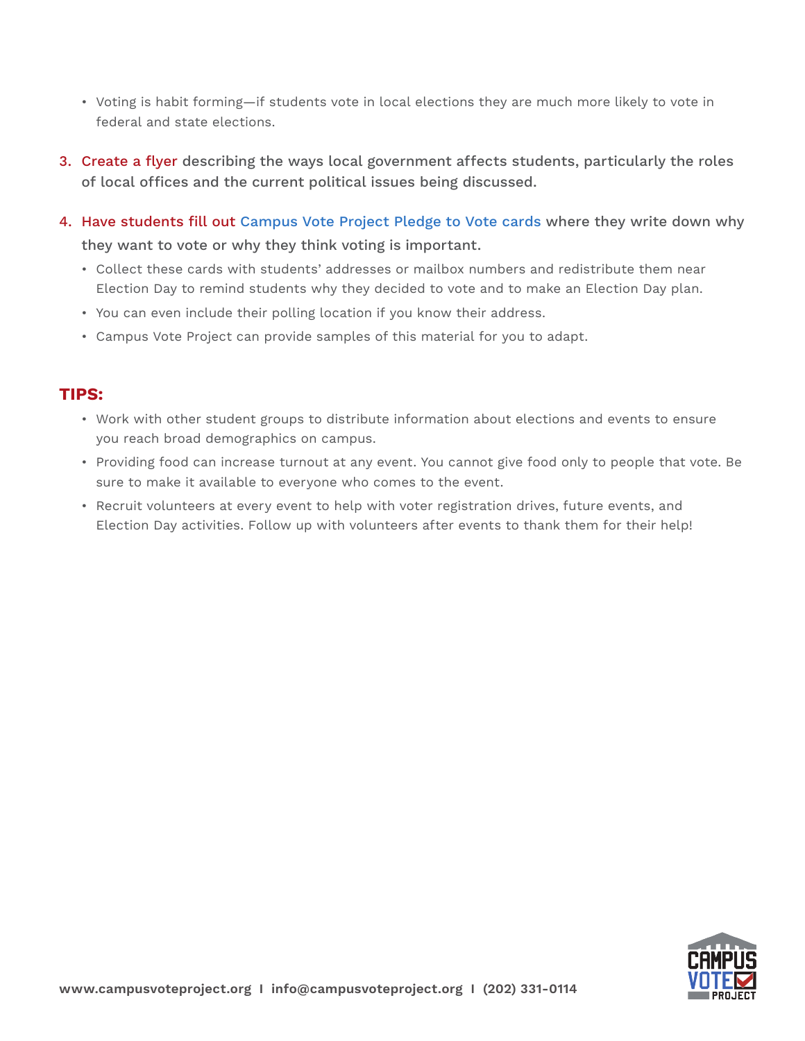- Voting is habit forming—if students vote in local elections they are much more likely to vote in federal and state elections.

3. Create a flyer describing the ways local government affects students, particularly the roles of local offices and the current political issues being discussed.

4. Have students fill out Campus Vote Project Pledge to Vote cards where they write down why they want to vote or why they think voting is important.
   - Collect these cards with students' addresses or mailbox numbers and redistribute them near Election Day to remind students why they decided to vote and to make an Election Day plan.
   - You can even include their polling location if you know their address.
   - Campus Vote Project can provide samples of this material for you to adapt.

## TIPS:

- Work with other student groups to distribute information about elections and events to ensure you reach broad demographics on campus.
- Providing food can increase turnout at any event. You cannot give food only to people that vote. Be sure to make it available to everyone who comes to the event.
- Recruit volunteers at every event to help with voter registration drives, future events, and Election Day activities. Follow up with volunteers after events to thank them for their help!

www.campusvoteproject.org I info@campusvoteproject.org I (202) 331-0114